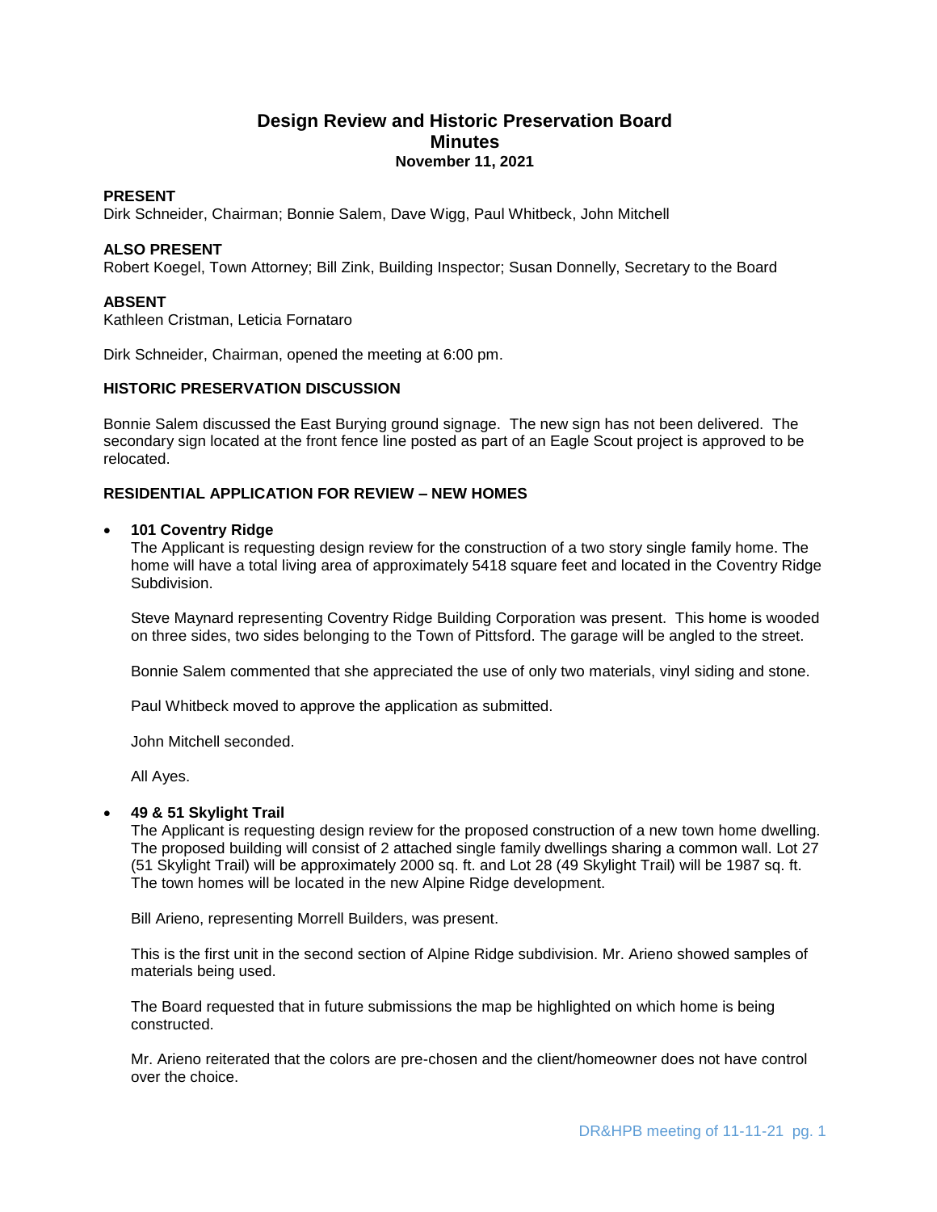# Design Review and Historic Preservation Board
## Minutes
### November 11, 2021

**PRESENT**
Dirk Schneider, Chairman; Bonnie Salem, Dave Wigg, Paul Whitbeck, John Mitchell

**ALSO PRESENT**
Robert Koegel, Town Attorney; Bill Zink, Building Inspector; Susan Donnelly, Secretary to the Board

**ABSENT**
Kathleen Cristman, Leticia Fornataro

Dirk Schneider, Chairman, opened the meeting at 6:00 pm.

**HISTORIC PRESERVATION DISCUSSION**

Bonnie Salem discussed the East Burying ground signage. The new sign has not been delivered. The secondary sign located at the front fence line posted as part of an Eagle Scout project is approved to be relocated.

**RESIDENTIAL APPLICATION FOR REVIEW – NEW HOMES**

- **101 Coventry Ridge**
  The Applicant is requesting design review for the construction of a two story single family home. The home will have a total living area of approximately 5418 square feet and located in the Coventry Ridge Subdivision.

  Steve Maynard representing Coventry Ridge Building Corporation was present. This home is wooded on three sides, two sides belonging to the Town of Pittsford. The garage will be angled to the street.

  Bonnie Salem commented that she appreciated the use of only two materials, vinyl siding and stone.

  Paul Whitbeck moved to approve the application as submitted.

  John Mitchell seconded.

  All Ayes.

- **49 & 51 Skylight Trail**
  The Applicant is requesting design review for the proposed construction of a new town home dwelling. The proposed building will consist of 2 attached single family dwellings sharing a common wall. Lot 27 (51 Skylight Trail) will be approximately 2000 sq. ft. and Lot 28 (49 Skylight Trail) will be 1987 sq. ft. The town homes will be located in the new Alpine Ridge development.

  Bill Arieno, representing Morrell Builders, was present.

  This is the first unit in the second section of Alpine Ridge subdivision. Mr. Arieno showed samples of materials being used.

  The Board requested that in future submissions the map be highlighted on which home is being constructed.

  Mr. Arieno reiterated that the colors are pre-chosen and the client/homeowner does not have control over the choice.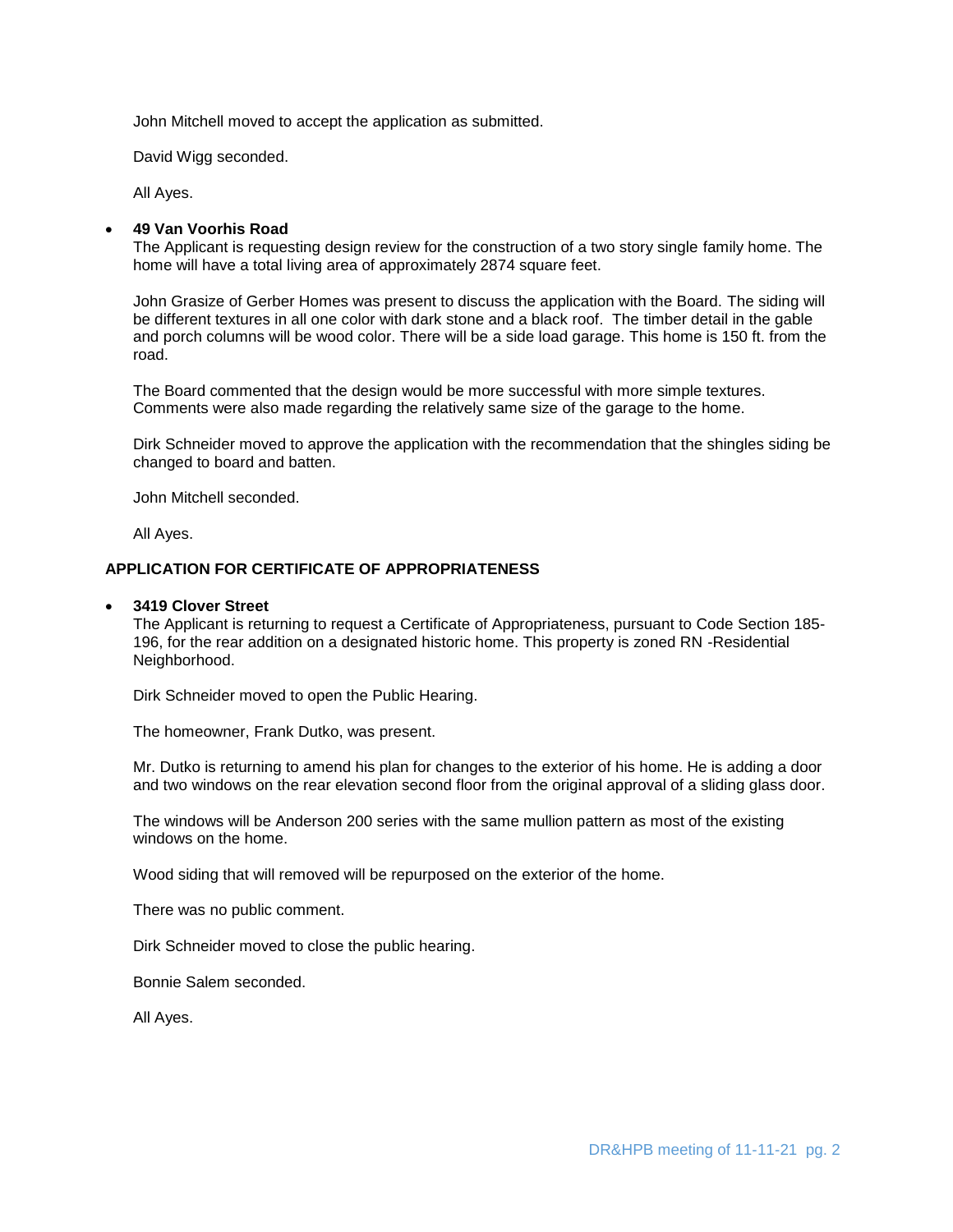John Mitchell moved to accept the application as submitted.

David Wigg seconded.

All Ayes.

- **49 Van Voorhis Road**
  The Applicant is requesting design review for the construction of a two story single family home. The home will have a total living area of approximately 2874 square feet.

  John Grasize of Gerber Homes was present to discuss the application with the Board. The siding will be different textures in all one color with dark stone and a black roof. The timber detail in the gable and porch columns will be wood color. There will be a side load garage. This home is 150 ft. from the road.

  The Board commented that the design would be more successful with more simple textures. Comments were also made regarding the relatively same size of the garage to the home.

  Dirk Schneider moved to approve the application with the recommendation that the shingles siding be changed to board and batten.

  John Mitchell seconded.

  All Ayes.

**APPLICATION FOR CERTIFICATE OF APPROPRIATENESS**

- **3419 Clover Street**
  The Applicant is returning to request a Certificate of Appropriateness, pursuant to Code Section 185-196, for the rear addition on a designated historic home. This property is zoned RN -Residential Neighborhood.

  Dirk Schneider moved to open the Public Hearing.

  The homeowner, Frank Dutko, was present.

  Mr. Dutko is returning to amend his plan for changes to the exterior of his home. He is adding a door and two windows on the rear elevation second floor from the original approval of a sliding glass door.

  The windows will be Anderson 200 series with the same mullion pattern as most of the existing windows on the home.

  Wood siding that will removed will be repurposed on the exterior of the home.

  There was no public comment.

  Dirk Schneider moved to close the public hearing.

  Bonnie Salem seconded.

  All Ayes.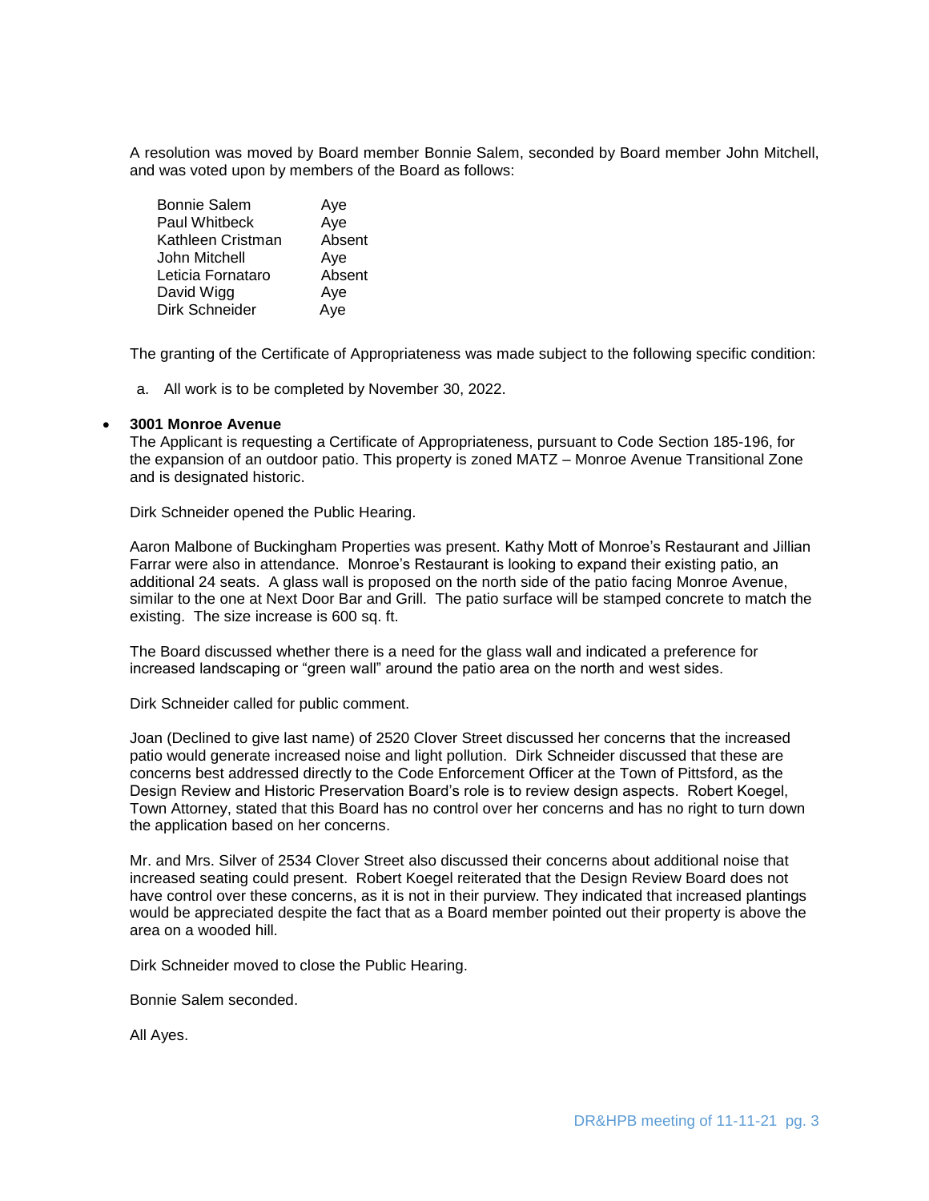A resolution was moved by Board member Bonnie Salem, seconded by Board member John Mitchell, and was voted upon by members of the Board as follows:

| | |
|---|---|
| Bonnie Salem | Aye |
| Paul Whitbeck | Aye |
| Kathleen Cristman | Absent |
| John Mitchell | Aye |
| Leticia Fornataro | Absent |
| David Wigg | Aye |
| Dirk Schneider | Aye |

The granting of the Certificate of Appropriateness was made subject to the following specific condition:

a. All work is to be completed by November 30, 2022.

- **3001 Monroe Avenue**
  The Applicant is requesting a Certificate of Appropriateness, pursuant to Code Section 185-196, for the expansion of an outdoor patio. This property is zoned MATZ – Monroe Avenue Transitional Zone and is designated historic.

  Dirk Schneider opened the Public Hearing.

  Aaron Malbone of Buckingham Properties was present. Kathy Mott of Monroe's Restaurant and Jillian Farrar were also in attendance. Monroe's Restaurant is looking to expand their existing patio, an additional 24 seats. A glass wall is proposed on the north side of the patio facing Monroe Avenue, similar to the one at Next Door Bar and Grill. The patio surface will be stamped concrete to match the existing. The size increase is 600 sq. ft.

  The Board discussed whether there is a need for the glass wall and indicated a preference for increased landscaping or "green wall" around the patio area on the north and west sides.

  Dirk Schneider called for public comment.

  Joan (Declined to give last name) of 2520 Clover Street discussed her concerns that the increased patio would generate increased noise and light pollution. Dirk Schneider discussed that these are concerns best addressed directly to the Code Enforcement Officer at the Town of Pittsford, as the Design Review and Historic Preservation Board's role is to review design aspects. Robert Koegel, Town Attorney, stated that this Board has no control over her concerns and has no right to turn down the application based on her concerns.

  Mr. and Mrs. Silver of 2534 Clover Street also discussed their concerns about additional noise that increased seating could present. Robert Koegel reiterated that the Design Review Board does not have control over these concerns, as it is not in their purview. They indicated that increased plantings would be appreciated despite the fact that as a Board member pointed out their property is above the area on a wooded hill.

  Dirk Schneider moved to close the Public Hearing.

  Bonnie Salem seconded.

  All Ayes.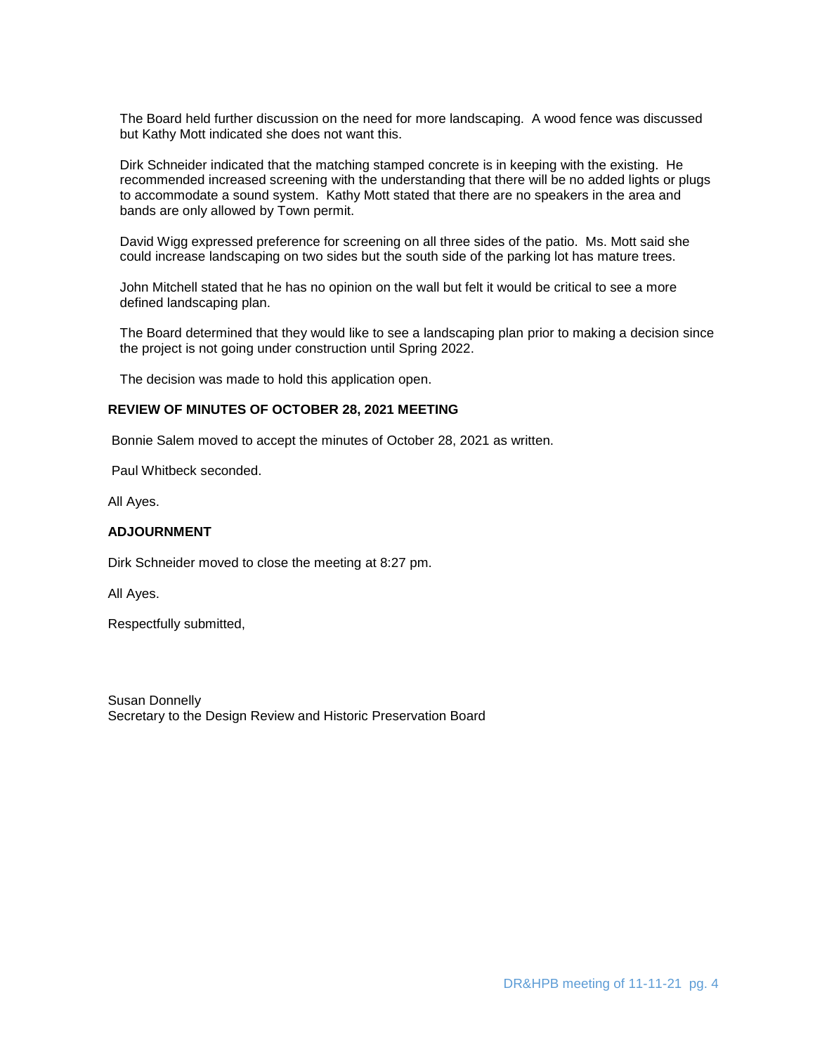The Board held further discussion on the need for more landscaping. A wood fence was discussed but Kathy Mott indicated she does not want this.

Dirk Schneider indicated that the matching stamped concrete is in keeping with the existing. He recommended increased screening with the understanding that there will be no added lights or plugs to accommodate a sound system. Kathy Mott stated that there are no speakers in the area and bands are only allowed by Town permit.

David Wigg expressed preference for screening on all three sides of the patio. Ms. Mott said she could increase landscaping on two sides but the south side of the parking lot has mature trees.

John Mitchell stated that he has no opinion on the wall but felt it would be critical to see a more defined landscaping plan.

The Board determined that they would like to see a landscaping plan prior to making a decision since the project is not going under construction until Spring 2022.

The decision was made to hold this application open.

**REVIEW OF MINUTES OF OCTOBER 28, 2021 MEETING**

Bonnie Salem moved to accept the minutes of October 28, 2021 as written.

Paul Whitbeck seconded.

All Ayes.

**ADJOURNMENT**

Dirk Schneider moved to close the meeting at 8:27 pm.

All Ayes.

Respectfully submitted,

Susan Donnelly
Secretary to the Design Review and Historic Preservation Board